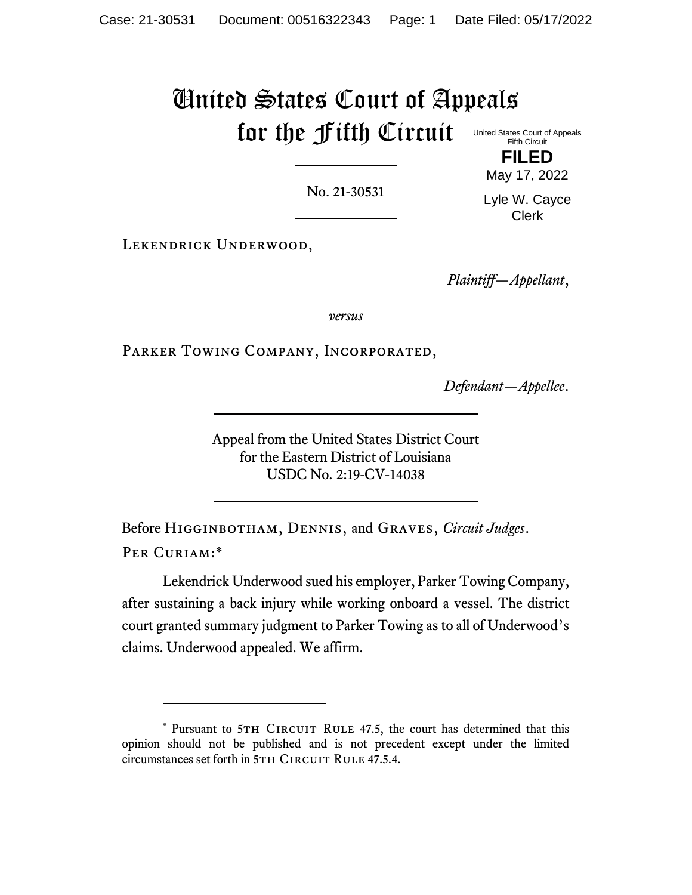# United States Court of Appeals for the Fifth Circuit

United States Court of Appeals
Fifth Circuit

**FILED**

May 17, 2022

Lyle W. Cayce
Clerk

No. 21-30531

Lekendrick Underwood,

*Plaintiff—Appellant*,

*versus*

Parker Towing Company, Incorporated,

*Defendant—Appellee*.

Appeal from the United States District Court
for the Eastern District of Louisiana
USDC No. 2:19-CV-14038

Before Higginbotham, Dennis, and Graves, *Circuit Judges*.

Per Curiam:*

Lekendrick Underwood sued his employer, Parker Towing Company, after sustaining a back injury while working onboard a vessel. The district court granted summary judgment to Parker Towing as to all of Underwood's claims. Underwood appealed. We affirm.

---

\* Pursuant to 5th Circuit Rule 47.5, the court has determined that this opinion should not be published and is not precedent except under the limited circumstances set forth in 5th Circuit Rule 47.5.4.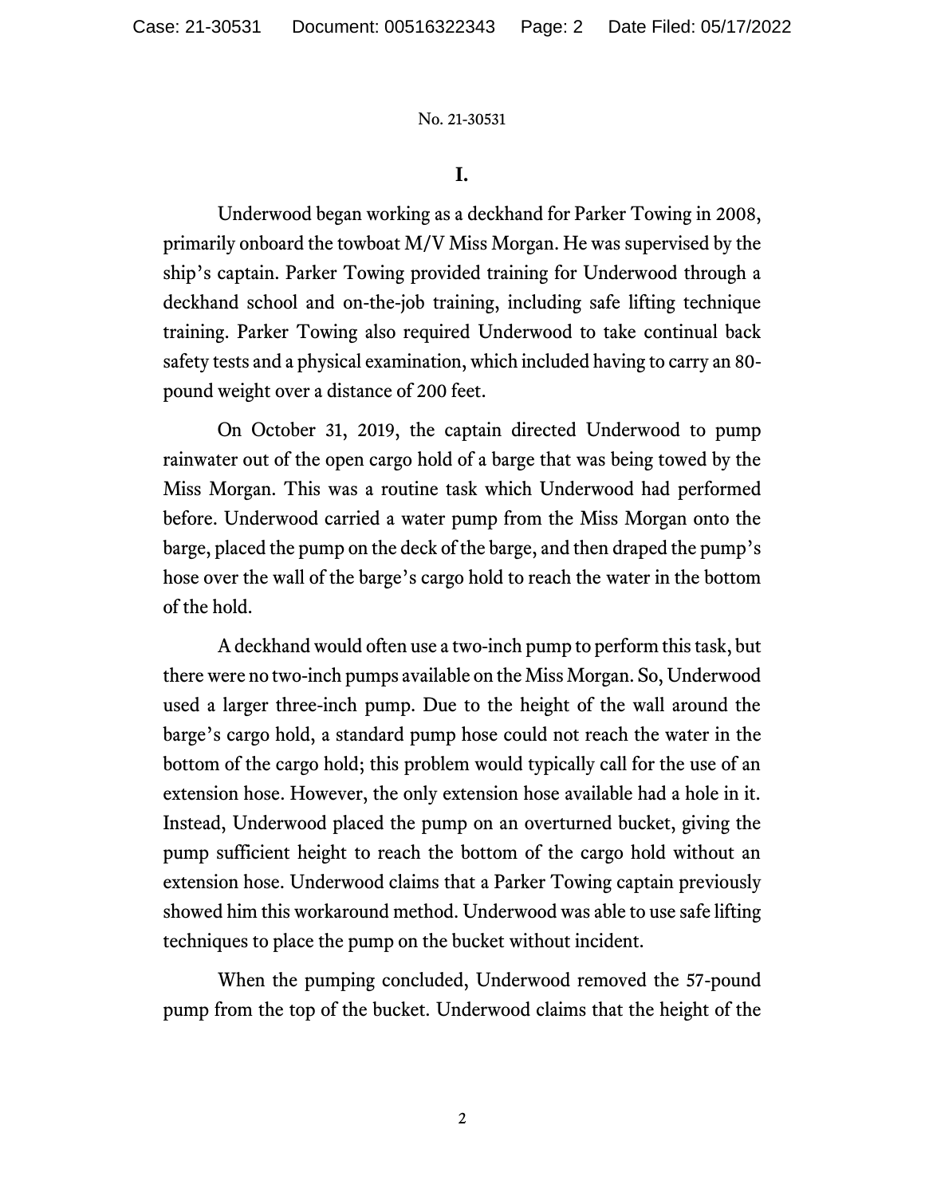## I.

Underwood began working as a deckhand for Parker Towing in 2008, primarily onboard the towboat M/V Miss Morgan. He was supervised by the ship's captain. Parker Towing provided training for Underwood through a deckhand school and on-the-job training, including safe lifting technique training. Parker Towing also required Underwood to take continual back safety tests and a physical examination, which included having to carry an 80-pound weight over a distance of 200 feet.

On October 31, 2019, the captain directed Underwood to pump rainwater out of the open cargo hold of a barge that was being towed by the Miss Morgan. This was a routine task which Underwood had performed before. Underwood carried a water pump from the Miss Morgan onto the barge, placed the pump on the deck of the barge, and then draped the pump's hose over the wall of the barge's cargo hold to reach the water in the bottom of the hold.

A deckhand would often use a two-inch pump to perform this task, but there were no two-inch pumps available on the Miss Morgan. So, Underwood used a larger three-inch pump. Due to the height of the wall around the barge's cargo hold, a standard pump hose could not reach the water in the bottom of the cargo hold; this problem would typically call for the use of an extension hose. However, the only extension hose available had a hole in it. Instead, Underwood placed the pump on an overturned bucket, giving the pump sufficient height to reach the bottom of the cargo hold without an extension hose. Underwood claims that a Parker Towing captain previously showed him this workaround method. Underwood was able to use safe lifting techniques to place the pump on the bucket without incident.

When the pumping concluded, Underwood removed the 57-pound pump from the top of the bucket. Underwood claims that the height of the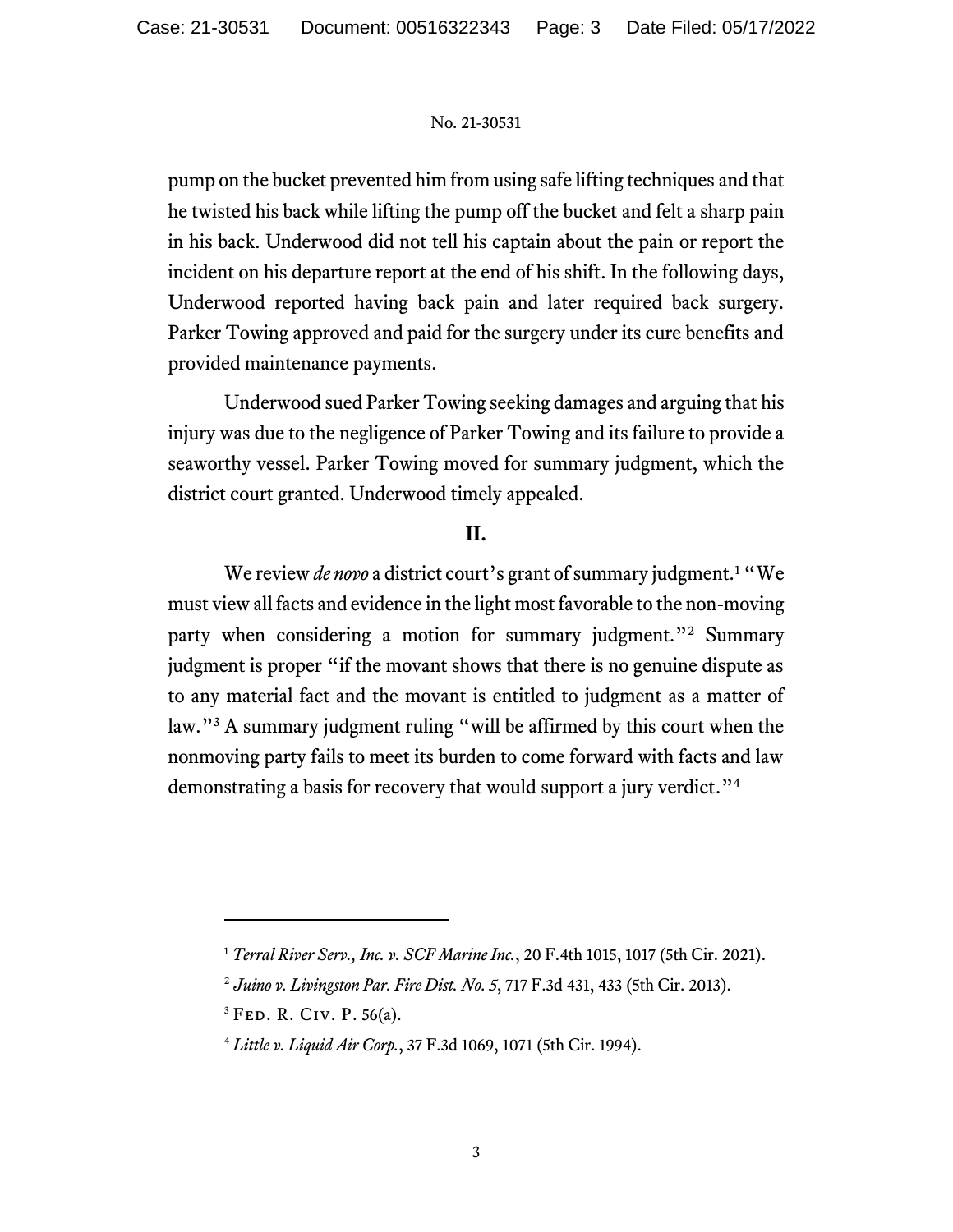pump on the bucket prevented him from using safe lifting techniques and that he twisted his back while lifting the pump off the bucket and felt a sharp pain in his back. Underwood did not tell his captain about the pain or report the incident on his departure report at the end of his shift. In the following days, Underwood reported having back pain and later required back surgery. Parker Towing approved and paid for the surgery under its cure benefits and provided maintenance payments.

Underwood sued Parker Towing seeking damages and arguing that his injury was due to the negligence of Parker Towing and its failure to provide a seaworthy vessel. Parker Towing moved for summary judgment, which the district court granted. Underwood timely appealed.

## II.

We review *de novo* a district court's grant of summary judgment.[1] "We must view all facts and evidence in the light most favorable to the non-moving party when considering a motion for summary judgment."[2] Summary judgment is proper "if the movant shows that there is no genuine dispute as to any material fact and the movant is entitled to judgment as a matter of law."[3] A summary judgment ruling "will be affirmed by this court when the nonmoving party fails to meet its burden to come forward with facts and law demonstrating a basis for recovery that would support a jury verdict."[4]

---

[1] *Terral River Serv., Inc. v. SCF Marine Inc.*, 20 F.4th 1015, 1017 (5th Cir. 2021).

[2] *Juino v. Livingston Par. Fire Dist. No. 5*, 717 F.3d 431, 433 (5th Cir. 2013).

[3] Fed. R. Civ. P. 56(a).

[4] *Little v. Liquid Air Corp.*, 37 F.3d 1069, 1071 (5th Cir. 1994).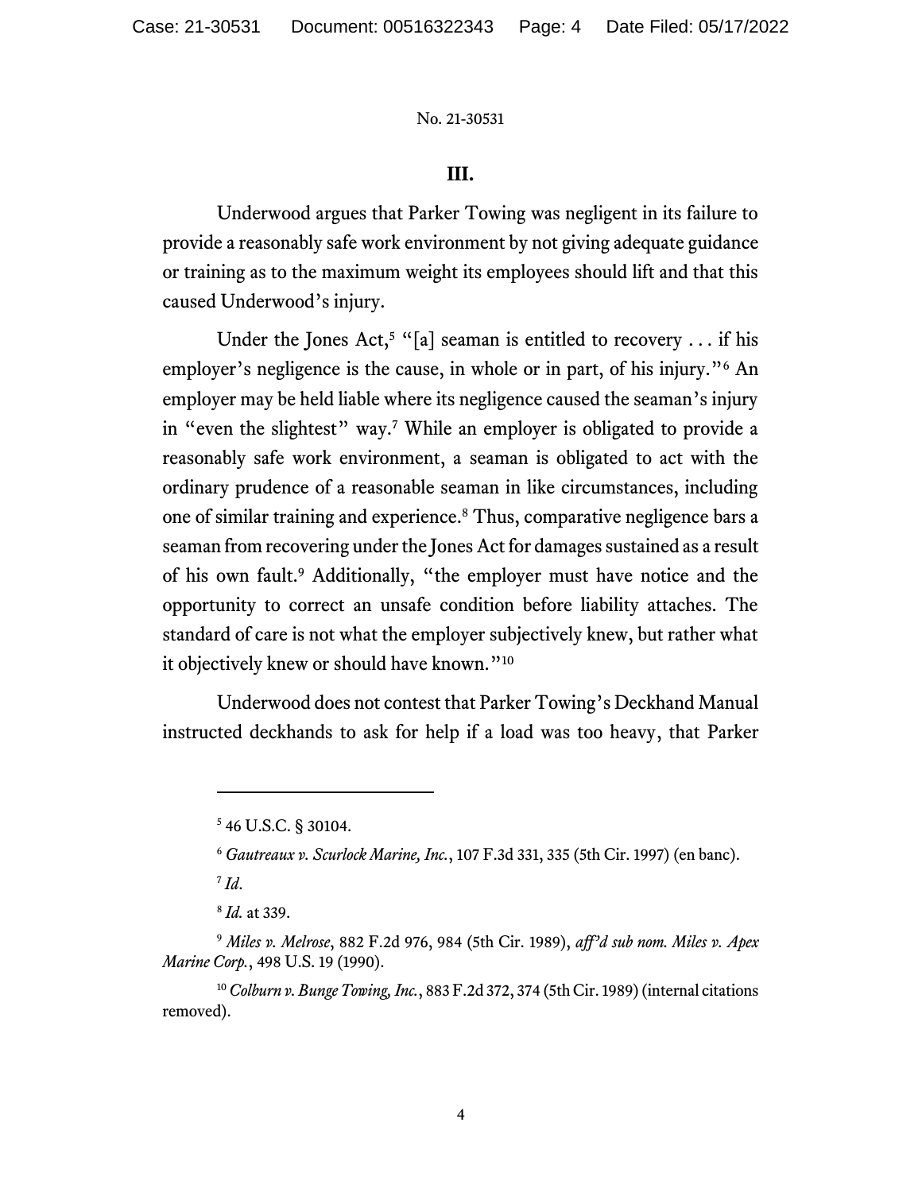## III.

Underwood argues that Parker Towing was negligent in its failure to provide a reasonably safe work environment by not giving adequate guidance or training as to the maximum weight its employees should lift and that this caused Underwood's injury.

Under the Jones Act,[5] "[a] seaman is entitled to recovery . . . if his employer's negligence is the cause, in whole or in part, of his injury."[6] An employer may be held liable where its negligence caused the seaman's injury in "even the slightest" way.[7] While an employer is obligated to provide a reasonably safe work environment, a seaman is obligated to act with the ordinary prudence of a reasonable seaman in like circumstances, including one of similar training and experience.[8] Thus, comparative negligence bars a seaman from recovering under the Jones Act for damages sustained as a result of his own fault.[9] Additionally, "the employer must have notice and the opportunity to correct an unsafe condition before liability attaches. The standard of care is not what the employer subjectively knew, but rather what it objectively knew or should have known."[10]

Underwood does not contest that Parker Towing's Deckhand Manual instructed deckhands to ask for help if a load was too heavy, that Parker

---

[5] 46 U.S.C. § 30104.

[6] *Gautreaux v. Scurlock Marine, Inc.*, 107 F.3d 331, 335 (5th Cir. 1997) (en banc).

[7] *Id*.

[8] *Id.* at 339.

[9] *Miles v. Melrose*, 882 F.2d 976, 984 (5th Cir. 1989), *aff'd sub nom. Miles v. Apex Marine Corp.*, 498 U.S. 19 (1990).

[10] *Colburn v. Bunge Towing, Inc.*, 883 F.2d 372, 374 (5th Cir. 1989) (internal citations removed).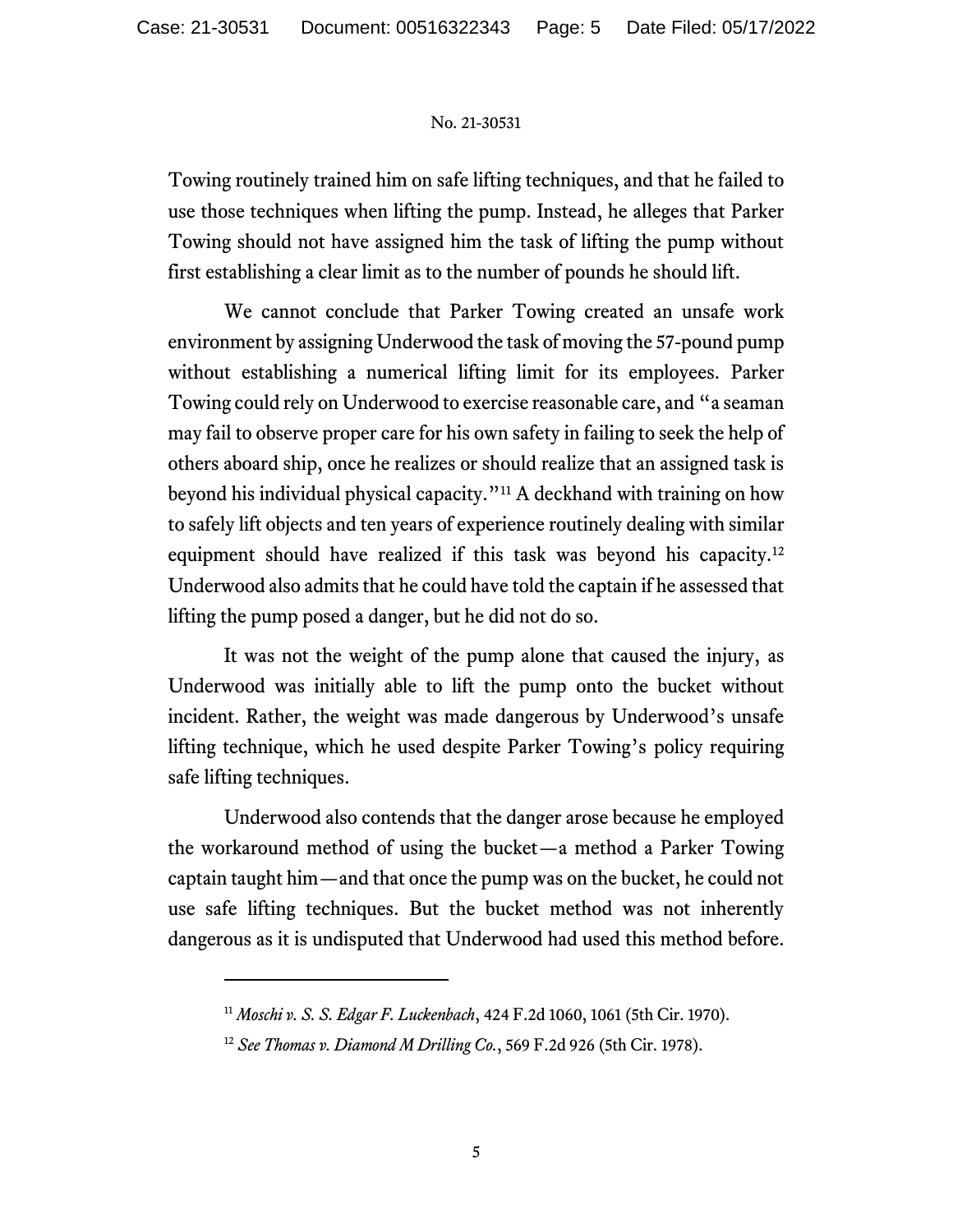Towing routinely trained him on safe lifting techniques, and that he failed to use those techniques when lifting the pump. Instead, he alleges that Parker Towing should not have assigned him the task of lifting the pump without first establishing a clear limit as to the number of pounds he should lift.

We cannot conclude that Parker Towing created an unsafe work environment by assigning Underwood the task of moving the 57-pound pump without establishing a numerical lifting limit for its employees. Parker Towing could rely on Underwood to exercise reasonable care, and "a seaman may fail to observe proper care for his own safety in failing to seek the help of others aboard ship, once he realizes or should realize that an assigned task is beyond his individual physical capacity."[11] A deckhand with training on how to safely lift objects and ten years of experience routinely dealing with similar equipment should have realized if this task was beyond his capacity.[12] Underwood also admits that he could have told the captain if he assessed that lifting the pump posed a danger, but he did not do so.

It was not the weight of the pump alone that caused the injury, as Underwood was initially able to lift the pump onto the bucket without incident. Rather, the weight was made dangerous by Underwood's unsafe lifting technique, which he used despite Parker Towing's policy requiring safe lifting techniques.

Underwood also contends that the danger arose because he employed the workaround method of using the bucket—a method a Parker Towing captain taught him—and that once the pump was on the bucket, he could not use safe lifting techniques. But the bucket method was not inherently dangerous as it is undisputed that Underwood had used this method before.

---

[11] *Moschi v. S. S. Edgar F. Luckenbach*, 424 F.2d 1060, 1061 (5th Cir. 1970).

[12] *See Thomas v. Diamond M Drilling Co.*, 569 F.2d 926 (5th Cir. 1978).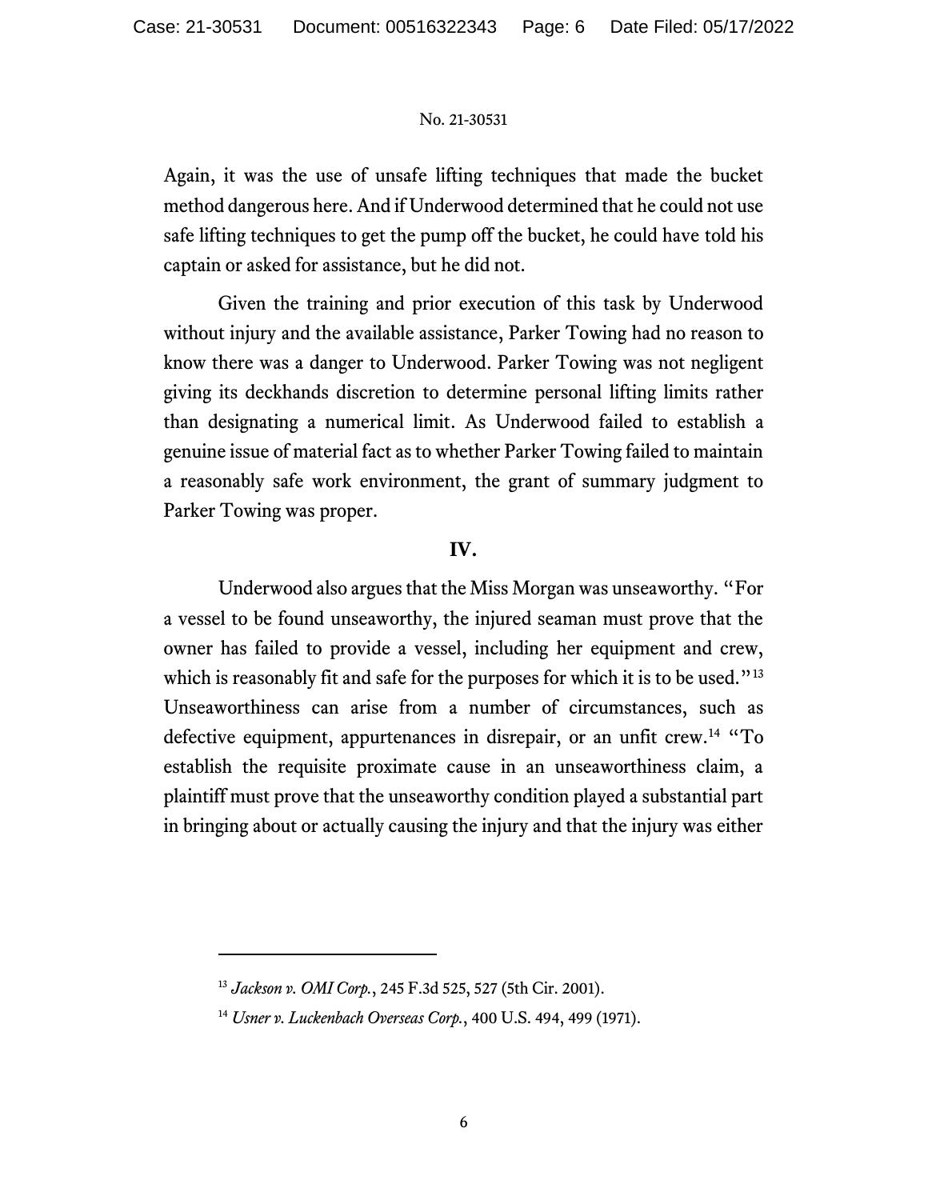Again, it was the use of unsafe lifting techniques that made the bucket method dangerous here. And if Underwood determined that he could not use safe lifting techniques to get the pump off the bucket, he could have told his captain or asked for assistance, but he did not.

Given the training and prior execution of this task by Underwood without injury and the available assistance, Parker Towing had no reason to know there was a danger to Underwood. Parker Towing was not negligent giving its deckhands discretion to determine personal lifting limits rather than designating a numerical limit. As Underwood failed to establish a genuine issue of material fact as to whether Parker Towing failed to maintain a reasonably safe work environment, the grant of summary judgment to Parker Towing was proper.

## IV.

Underwood also argues that the Miss Morgan was unseaworthy. "For a vessel to be found unseaworthy, the injured seaman must prove that the owner has failed to provide a vessel, including her equipment and crew, which is reasonably fit and safe for the purposes for which it is to be used."[13] Unseaworthiness can arise from a number of circumstances, such as defective equipment, appurtenances in disrepair, or an unfit crew.[14] "To establish the requisite proximate cause in an unseaworthiness claim, a plaintiff must prove that the unseaworthy condition played a substantial part in bringing about or actually causing the injury and that the injury was either

---

[13] *Jackson v. OMI Corp.*, 245 F.3d 525, 527 (5th Cir. 2001).

[14] *Usner v. Luckenbach Overseas Corp.*, 400 U.S. 494, 499 (1971).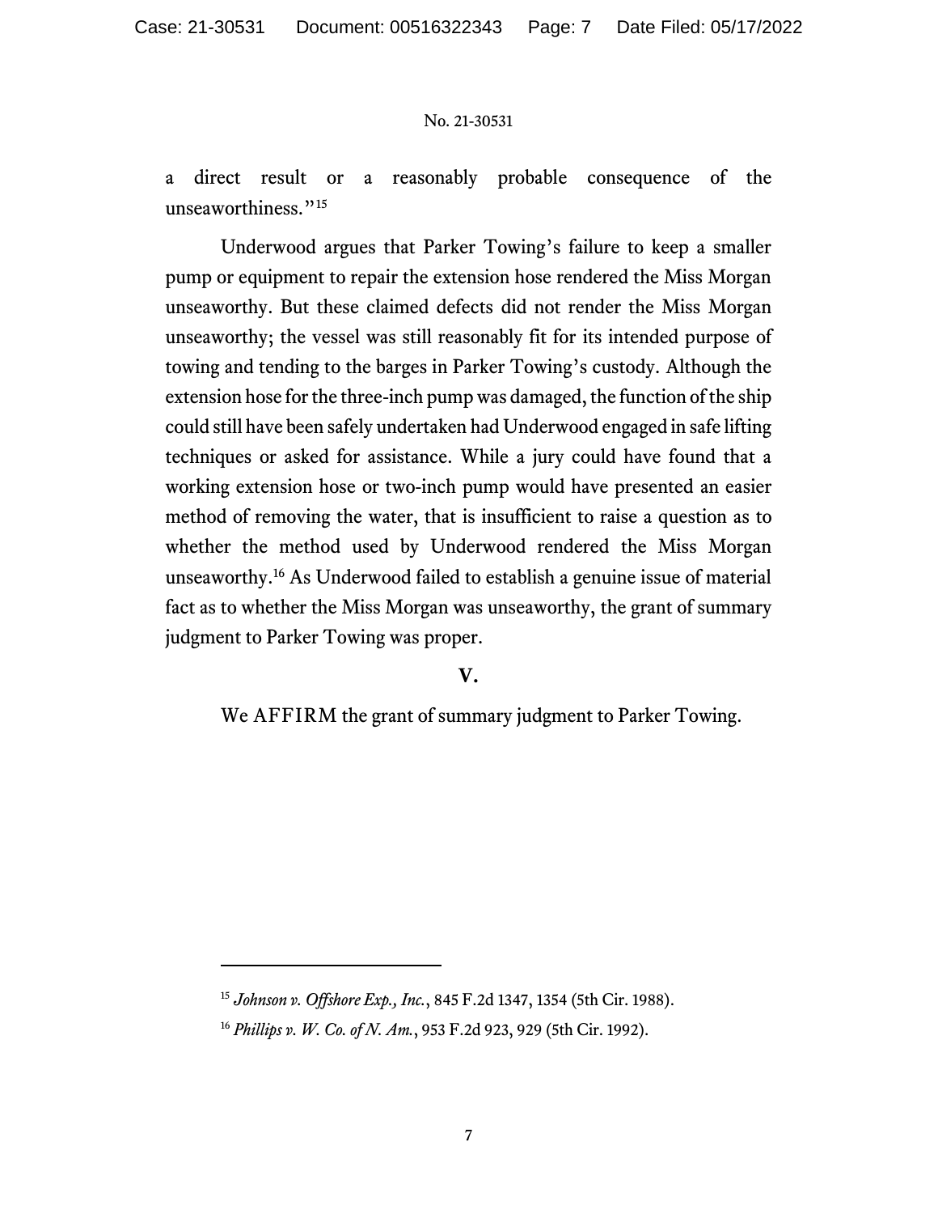a direct result or a reasonably probable consequence of the unseaworthiness."[15]

Underwood argues that Parker Towing's failure to keep a smaller pump or equipment to repair the extension hose rendered the Miss Morgan unseaworthy. But these claimed defects did not render the Miss Morgan unseaworthy; the vessel was still reasonably fit for its intended purpose of towing and tending to the barges in Parker Towing's custody. Although the extension hose for the three-inch pump was damaged, the function of the ship could still have been safely undertaken had Underwood engaged in safe lifting techniques or asked for assistance. While a jury could have found that a working extension hose or two-inch pump would have presented an easier method of removing the water, that is insufficient to raise a question as to whether the method used by Underwood rendered the Miss Morgan unseaworthy.[16] As Underwood failed to establish a genuine issue of material fact as to whether the Miss Morgan was unseaworthy, the grant of summary judgment to Parker Towing was proper.

## V.

We AFFIRM the grant of summary judgment to Parker Towing.

---

[15] *Johnson v. Offshore Exp., Inc.*, 845 F.2d 1347, 1354 (5th Cir. 1988).

[16] *Phillips v. W. Co. of N. Am.*, 953 F.2d 923, 929 (5th Cir. 1992).